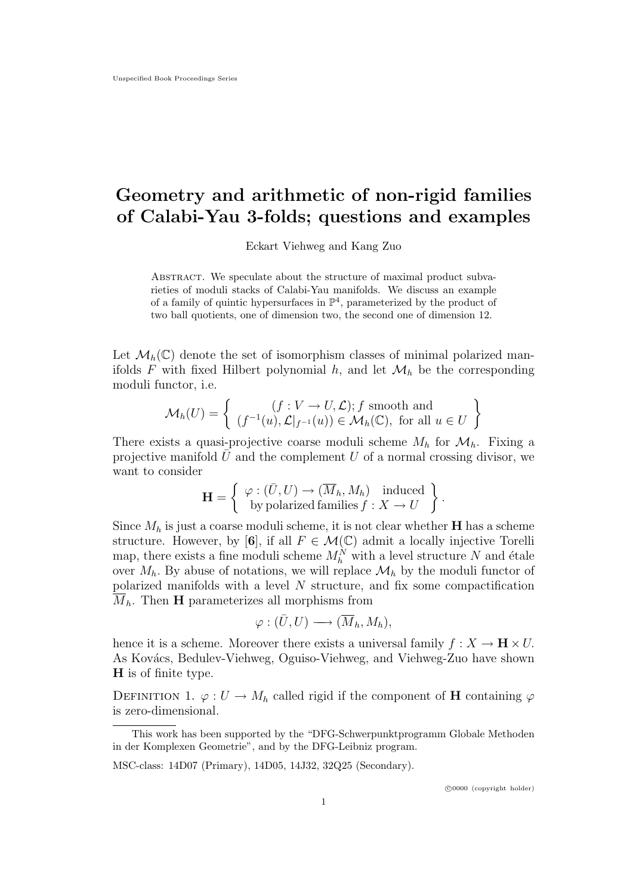# Geometry and arithmetic of non-rigid families of Calabi-Yau 3-folds; questions and examples

Eckart Viehweg and Kang Zuo

Abstract. We speculate about the structure of maximal product subvarieties of moduli stacks of Calabi-Yau manifolds. We discuss an example of a family of quintic hypersurfaces in $\mathbb{P}^4$, parameterized by the product of two ball quotients, one of dimension two, the second one of dimension 12.

Let $\mathcal{M}_h(\mathbb{C})$ denote the set of isomorphism classes of minimal polarized manifolds $F$ with fixed Hilbert polynomial $h$, and let $\mathcal{M}_h$ be the corresponding moduli functor, i.e.

$$\mathcal{M}_h(U) = \left\{ \begin{array}{c} (f : V \to U, \mathcal{L}); f \text{ smooth and} \\ (f^{-1}(u), \mathcal{L}|_{f^{-1}(u)}) \in \mathcal{M}_h(\mathbb{C}), \text{ for all } u \in U \end{array} \right\}$$

There exists a quasi-projective coarse moduli scheme $M_h$ for $\mathcal{M}_h$. Fixing a projective manifold $\bar{U}$ and the complement $U$ of a normal crossing divisor, we want to consider

$$\mathbf{H} = \left\{ \begin{array}{c} \varphi : (\bar{U}, U) \to (\overline{M}_h, M_h) \quad \text{induced} \\ \text{by polarized families } f : X \to U \end{array} \right\}.$$

Since $M_h$ is just a coarse moduli scheme, it is not clear whether $\mathbf{H}$ has a scheme structure. However, by [**6**], if all $F \in \mathcal{M}(\mathbb{C})$ admit a locally injective Torelli map, there exists a fine moduli scheme $M_h^N$ with a level structure $N$ and étale over $M_h$. By abuse of notations, we will replace $\mathcal{M}_h$ by the moduli functor of polarized manifolds with a level $N$ structure, and fix some compactification $\overline{M}_h$. Then $\mathbf{H}$ parameterizes all morphisms from

$$\varphi : (\bar{U}, U) \longrightarrow (\overline{M}_h, M_h),$$

hence it is a scheme. Moreover there exists a universal family $f : X \to \mathbf{H} \times U$. As Kovács, Bedulev-Viehweg, Oguiso-Viehweg, and Viehweg-Zuo have shown $\mathbf{H}$ is of finite type.

Definition 1. $\varphi : U \to M_h$ called rigid if the component of $\mathbf{H}$ containing $\varphi$ is zero-dimensional.

---

This work has been supported by the "DFG-Schwerpunktprogramm Globale Methoden in der Komplexen Geometrie", and by the DFG-Leibniz program.

MSC-class: 14D07 (Primary), 14D05, 14J32, 32Q25 (Secondary).

©0000 (copyright holder)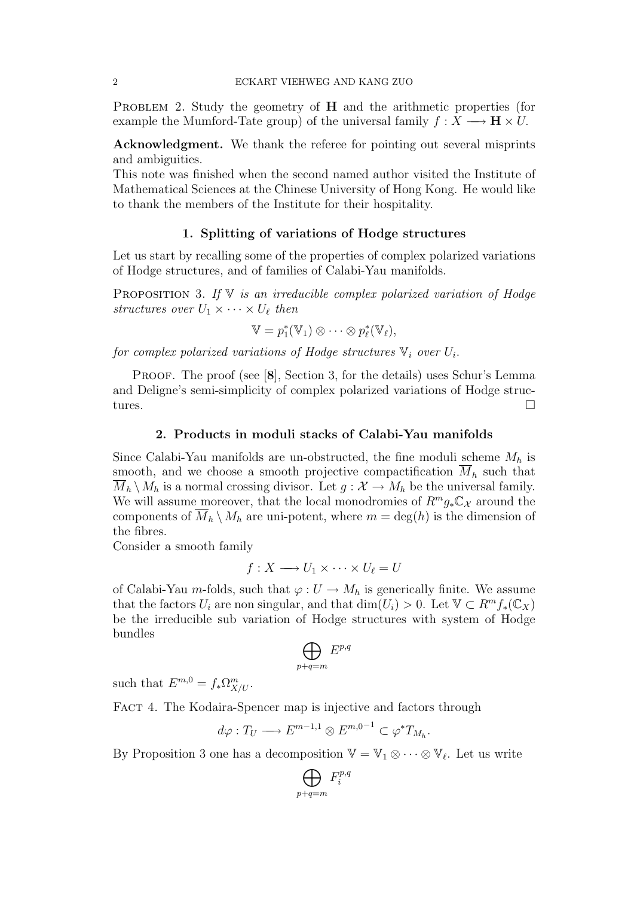Problem 2. Study the geometry of $\mathbf{H}$ and the arithmetic properties (for example the Mumford-Tate group) of the universal family $f : X \longrightarrow \mathbf{H} \times U$.

**Acknowledgment.** We thank the referee for pointing out several misprints and ambiguities.
This note was finished when the second named author visited the Institute of Mathematical Sciences at the Chinese University of Hong Kong. He would like to thank the members of the Institute for their hospitality.

## 1. Splitting of variations of Hodge structures

Let us start by recalling some of the properties of complex polarized variations of Hodge structures, and of families of Calabi-Yau manifolds.

Proposition 3. *If $\mathbb{V}$ is an irreducible complex polarized variation of Hodge structures over $U_1 \times \cdots \times U_\ell$ then*

$$\mathbb{V} = p_1^*(\mathbb{V}_1) \otimes \cdots \otimes p_\ell^*(\mathbb{V}_\ell),$$

*for complex polarized variations of Hodge structures $\mathbb{V}_i$ over $U_i$.*

Proof. The proof (see [**8**], Section 3, for the details) uses Schur's Lemma and Deligne's semi-simplicity of complex polarized variations of Hodge structures. $\square$

## 2. Products in moduli stacks of Calabi-Yau manifolds

Since Calabi-Yau manifolds are un-obstructed, the fine moduli scheme $M_h$ is smooth, and we choose a smooth projective compactification $\overline{M}_h$ such that $\overline{M}_h \setminus M_h$ is a normal crossing divisor. Let $g : \mathcal{X} \to M_h$ be the universal family. We will assume moreover, that the local monodromies of $R^m g_* \mathbb{C}_{\mathcal{X}}$ around the components of $\overline{M}_h \setminus M_h$ are uni-potent, where $m = \deg(h)$ is the dimension of the fibres.
Consider a smooth family

$$f : X \longrightarrow U_1 \times \cdots \times U_\ell = U$$

of Calabi-Yau $m$-folds, such that $\varphi : U \to M_h$ is generically finite. We assume that the factors $U_i$ are non singular, and that $\dim(U_i) > 0$. Let $\mathbb{V} \subset R^m f_*(\mathbb{C}_X)$ be the irreducible sub variation of Hodge structures with system of Hodge bundles

$$\bigoplus_{p+q=m} E^{p,q}$$

such that $E^{m,0} = f_* \Omega^m_{X/U}$.

Fact 4. The Kodaira-Spencer map is injective and factors through

$$d\varphi : T_U \longrightarrow E^{m-1,1} \otimes E^{m,0^{-1}} \subset \varphi^* T_{M_h}.$$

By Proposition 3 one has a decomposition $\mathbb{V} = \mathbb{V}_1 \otimes \cdots \otimes \mathbb{V}_\ell$. Let us write

$$\bigoplus_{p+q=m} F_i^{p,q}$$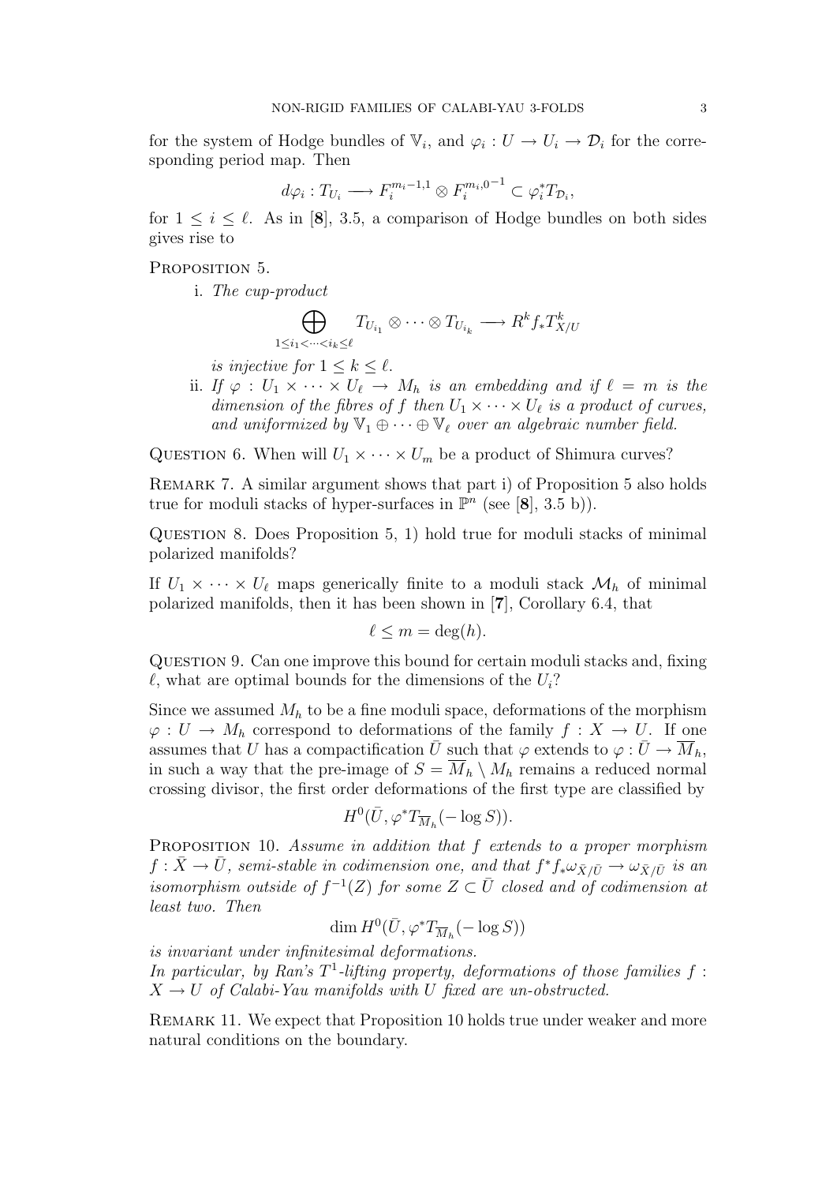for the system of Hodge bundles of $\mathbb{V}_i$, and $\varphi_i : U \to U_i \to \mathcal{D}_i$ for the corresponding period map. Then

$$d\varphi_i : T_{U_i} \longrightarrow F_i^{m_i-1,1} \otimes F_i^{m_i,0^{-1}} \subset \varphi_i^* T_{\mathcal{D}_i},$$

for $1 \leq i \leq \ell$. As in [**8**], 3.5, a comparison of Hodge bundles on both sides gives rise to

Proposition 5.

i. *The cup-product*

$$\bigoplus_{1 \leq i_1 < \cdots < i_k \leq \ell} T_{U_{i_1}} \otimes \cdots \otimes T_{U_{i_k}} \longrightarrow R^k f_* T^k_{X/U}$$

*is injective for* $1 \leq k \leq \ell$.

ii. *If* $\varphi : U_1 \times \cdots \times U_\ell \to M_h$ *is an embedding and if* $\ell = m$ *is the dimension of the fibres of* $f$ *then* $U_1 \times \cdots \times U_\ell$ *is a product of curves, and uniformized by* $\mathbb{V}_1 \oplus \cdots \oplus \mathbb{V}_\ell$ *over an algebraic number field.*

Question 6. When will $U_1 \times \cdots \times U_m$ be a product of Shimura curves?

Remark 7. A similar argument shows that part i) of Proposition 5 also holds true for moduli stacks of hyper-surfaces in $\mathbb{P}^n$ (see [**8**], 3.5 b)).

Question 8. Does Proposition 5, 1) hold true for moduli stacks of minimal polarized manifolds?

If $U_1 \times \cdots \times U_\ell$ maps generically finite to a moduli stack $\mathcal{M}_h$ of minimal polarized manifolds, then it has been shown in [**7**], Corollary 6.4, that

$$\ell \leq m = \deg(h).$$

Question 9. Can one improve this bound for certain moduli stacks and, fixing $\ell$, what are optimal bounds for the dimensions of the $U_i$?

Since we assumed $M_h$ to be a fine moduli space, deformations of the morphism $\varphi : U \to M_h$ correspond to deformations of the family $f : X \to U$. If one assumes that $U$ has a compactification $\bar{U}$ such that $\varphi$ extends to $\varphi : \bar{U} \to \overline{M}_h$, in such a way that the pre-image of $S = \overline{M}_h \setminus M_h$ remains a reduced normal crossing divisor, the first order deformations of the first type are classified by

$$H^0(\bar{U}, \varphi^* T_{\overline{M}_h}(-\log S)).$$

Proposition 10. *Assume in addition that* $f$ *extends to a proper morphism* $f : \bar{X} \to \bar{U}$*, semi-stable in codimension one, and that* $f^* f_* \omega_{\bar{X}/\bar{U}} \to \omega_{\bar{X}/\bar{U}}$ *is an isomorphism outside of* $f^{-1}(Z)$ *for some* $Z \subset \bar{U}$ *closed and of codimension at least two. Then*

$$\dim H^0(\bar{U}, \varphi^* T_{\overline{M}_h}(-\log S))$$

*is invariant under infinitesimal deformations.*
*In particular, by Ran's* $T^1$*-lifting property, deformations of those families* $f : X \to U$ *of Calabi-Yau manifolds with* $U$ *fixed are un-obstructed.*

Remark 11. We expect that Proposition 10 holds true under weaker and more natural conditions on the boundary.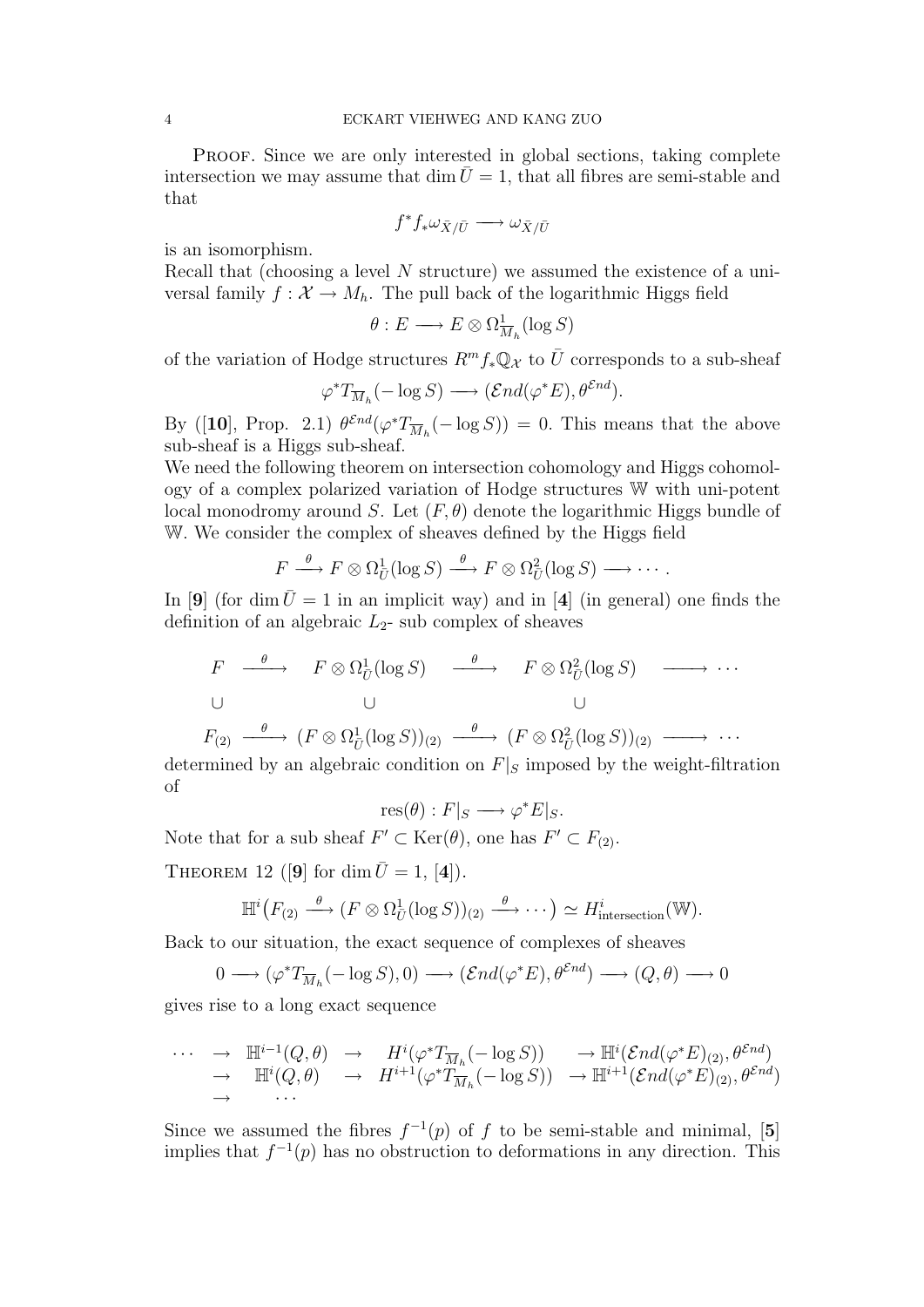**Proof.** Since we are only interested in global sections, taking complete intersection we may assume that $\dim \bar{U} = 1$, that all fibres are semi-stable and that

$$f^* f_* \omega_{\bar{X}/\bar{U}} \longrightarrow \omega_{\bar{X}/\bar{U}}$$

is an isomorphism.

Recall that (choosing a level $N$ structure) we assumed the existence of a universal family $f : \mathcal{X} \to M_h$. The pull back of the logarithmic Higgs field

$$\theta : E \longrightarrow E \otimes \Omega^1_{\overline{M}_h}(\log S)$$

of the variation of Hodge structures $R^m f_* \mathbb{Q}_{\mathcal{X}}$ to $\bar{U}$ corresponds to a sub-sheaf

$$\varphi^* T_{\overline{M}_h}(-\log S) \longrightarrow (\mathcal{E}nd(\varphi^* E), \theta^{\mathcal{E}nd}).$$

By ([**10**], Prop. 2.1) $\theta^{\mathcal{E}nd}(\varphi^* T_{\overline{M}_h}(-\log S)) = 0$. This means that the above sub-sheaf is a Higgs sub-sheaf.

We need the following theorem on intersection cohomology and Higgs cohomology of a complex polarized variation of Hodge structures $\mathbb{W}$ with uni-potent local monodromy around $S$. Let $(F, \theta)$ denote the logarithmic Higgs bundle of $\mathbb{W}$. We consider the complex of sheaves defined by the Higgs field

$$F \xrightarrow{\theta} F \otimes \Omega^1_{\bar{U}}(\log S) \xrightarrow{\theta} F \otimes \Omega^2_{\bar{U}}(\log S) \longrightarrow \cdots .$$

In [**9**] (for $\dim \bar{U} = 1$ in an implicit way) and in [**4**] (in general) one finds the definition of an algebraic $L_2$- sub complex of sheaves

$$\begin{array}{ccccccc}
F & \xrightarrow{\theta} & F \otimes \Omega^1_{\bar{U}}(\log S) & \xrightarrow{\theta} & F \otimes \Omega^2_{\bar{U}}(\log S) & \longrightarrow & \cdots \\
\cup & & \cup & & \cup & & \\
F_{(2)} & \xrightarrow{\theta} & (F \otimes \Omega^1_{\bar{U}}(\log S))_{(2)} & \xrightarrow{\theta} & (F \otimes \Omega^2_{\bar{U}}(\log S))_{(2)} & \longrightarrow & \cdots
\end{array}$$

determined by an algebraic condition on $F|_S$ imposed by the weight-filtration of

$$\mathrm{res}(\theta) : F|_S \longrightarrow \varphi^* E|_S.$$

Note that for a sub sheaf $F' \subset \mathrm{Ker}(\theta)$, one has $F' \subset F_{(2)}$.

**Theorem 12** ([**9**] for $\dim \bar{U} = 1$, [**4**]).

$$\mathbb{H}^i\big(F_{(2)} \xrightarrow{\theta} (F \otimes \Omega^1_{\bar{U}}(\log S))_{(2)} \xrightarrow{\theta} \cdots\big) \simeq H^i_{\mathrm{intersection}}(\mathbb{W}).$$

Back to our situation, the exact sequence of complexes of sheaves

$$0 \longrightarrow (\varphi^* T_{\overline{M}_h}(-\log S), 0) \longrightarrow (\mathcal{E}nd(\varphi^* E), \theta^{\mathcal{E}nd}) \longrightarrow (Q, \theta) \longrightarrow 0$$

gives rise to a long exact sequence

$$\begin{array}{ccccl}
\cdots & \to & \mathbb{H}^{i-1}(Q, \theta) & \to & H^i(\varphi^* T_{\overline{M}_h}(-\log S)) \quad \to \mathbb{H}^i(\mathcal{E}nd(\varphi^* E)_{(2)}, \theta^{\mathcal{E}nd}) \\
 & \to & \mathbb{H}^i(Q, \theta) & \to & H^{i+1}(\varphi^* T_{\overline{M}_h}(-\log S)) \ \to \mathbb{H}^{i+1}(\mathcal{E}nd(\varphi^* E)_{(2)}, \theta^{\mathcal{E}nd}) \\
 & \to & \cdots & &
\end{array}$$

Since we assumed the fibres $f^{-1}(p)$ of $f$ to be semi-stable and minimal, [**5**] implies that $f^{-1}(p)$ has no obstruction to deformations in any direction. This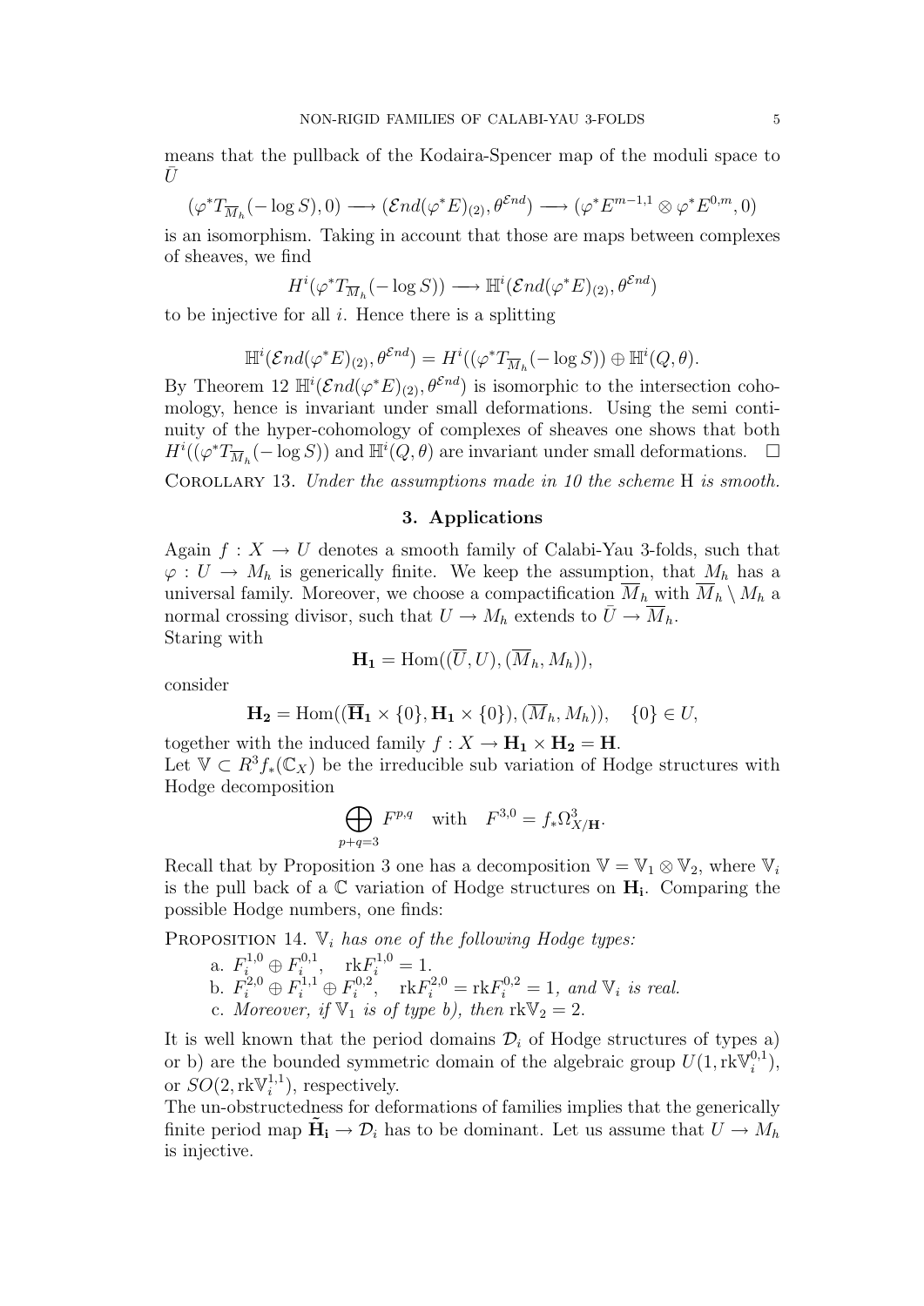means that the pullback of the Kodaira-Spencer map of the moduli space to $\bar{U}$

$$(\varphi^* T_{\overline{M}_h}(-\log S), 0) \longrightarrow (\mathcal{E}nd(\varphi^* E)_{(2)}, \theta^{\mathcal{E}nd}) \longrightarrow (\varphi^* E^{m-1,1} \otimes \varphi^* E^{0,m}, 0)$$

is an isomorphism. Taking in account that those are maps between complexes of sheaves, we find

$$H^i(\varphi^* T_{\overline{M}_h}(-\log S)) \longrightarrow \mathbb{H}^i(\mathcal{E}nd(\varphi^* E)_{(2)}, \theta^{\mathcal{E}nd})$$

to be injective for all $i$. Hence there is a splitting

$$\mathbb{H}^i(\mathcal{E}nd(\varphi^* E)_{(2)}, \theta^{\mathcal{E}nd}) = H^i((\varphi^* T_{\overline{M}_h}(-\log S)) \oplus \mathbb{H}^i(Q, \theta).$$

By Theorem 12 $\mathbb{H}^i(\mathcal{E}nd(\varphi^* E)_{(2)}, \theta^{\mathcal{E}nd})$ is isomorphic to the intersection cohomology, hence is invariant under small deformations. Using the semi continuity of the hyper-cohomology of complexes of sheaves one shows that both $H^i((\varphi^* T_{\overline{M}_h}(-\log S))$ and $\mathbb{H}^i(Q, \theta)$ are invariant under small deformations. $\square$

Corollary 13. *Under the assumptions made in 10 the scheme* H *is smooth.*

## 3. Applications

Again $f : X \to U$ denotes a smooth family of Calabi-Yau 3-folds, such that $\varphi : U \to M_h$ is generically finite. We keep the assumption, that $M_h$ has a universal family. Moreover, we choose a compactification $\overline{M}_h$ with $\overline{M}_h \setminus M_h$ a normal crossing divisor, such that $U \to M_h$ extends to $\bar{U} \to \overline{M}_h$.
Staring with

$$\mathbf{H_1} = \mathrm{Hom}((\overline{U}, U), (\overline{M}_h, M_h)),$$

consider

$$\mathbf{H_2} = \mathrm{Hom}((\overline{\mathbf{H}}_\mathbf{1} \times \{0\}, \mathbf{H_1} \times \{0\}), (\overline{M}_h, M_h)), \quad \{0\} \in U,$$

together with the induced family $f : X \to \mathbf{H_1} \times \mathbf{H_2} = \mathbf{H}$.
Let $\mathbb{V} \subset R^3 f_*(\mathbb{C}_X)$ be the irreducible sub variation of Hodge structures with Hodge decomposition

$$\bigoplus_{p+q=3} F^{p,q} \quad \text{with} \quad F^{3,0} = f_* \Omega^3_{X/\mathbf{H}}.$$

Recall that by Proposition 3 one has a decomposition $\mathbb{V} = \mathbb{V}_1 \otimes \mathbb{V}_2$, where $\mathbb{V}_i$ is the pull back of a $\mathbb{C}$ variation of Hodge structures on $\mathbf{H_i}$. Comparing the possible Hodge numbers, one finds:

Proposition 14. *$\mathbb{V}_i$ has one of the following Hodge types:*

a. $F_i^{1,0} \oplus F_i^{0,1}$, $\quad \mathrm{rk} F_i^{1,0} = 1$.
b. $F_i^{2,0} \oplus F_i^{1,1} \oplus F_i^{0,2}$, $\quad \mathrm{rk} F_i^{2,0} = \mathrm{rk} F_i^{0,2} = 1$, *and $\mathbb{V}_i$ is real.*
c. *Moreover, if $\mathbb{V}_1$ is of type b), then* $\mathrm{rk}\mathbb{V}_2 = 2$.

It is well known that the period domains $\mathcal{D}_i$ of Hodge structures of types a) or b) are the bounded symmetric domain of the algebraic group $U(1, \mathrm{rk}\mathbb{V}_i^{0,1})$, or $SO(2, \mathrm{rk}\mathbb{V}_i^{1,1})$, respectively.
The un-obstructedness for deformations of families implies that the generically finite period map $\tilde{\mathbf{H}}_\mathbf{i} \to \mathcal{D}_i$ has to be dominant. Let us assume that $U \to M_h$ is injective.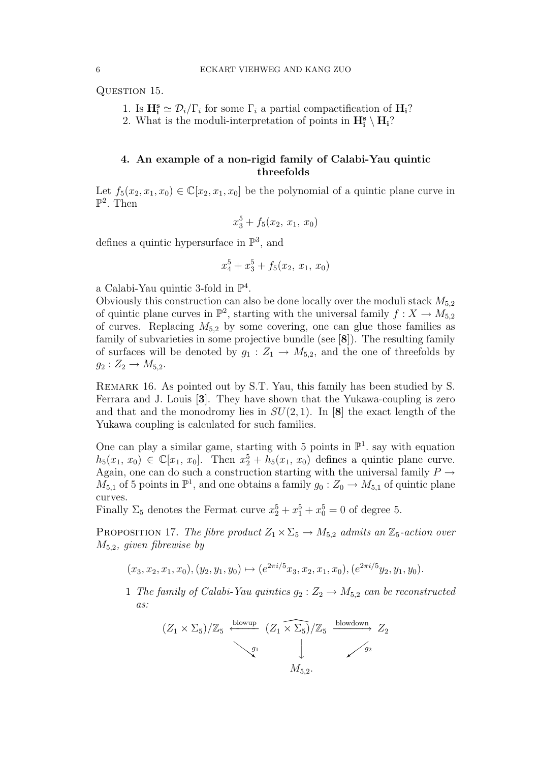Question 15.

1. Is $\mathbf{H_i^s} \simeq \mathcal{D}_i/\Gamma_i$ for some $\Gamma_i$ a partial compactification of $\mathbf{H_i}$?
2. What is the moduli-interpretation of points in $\mathbf{H_i^s} \setminus \mathbf{H_i}$?

## 4. An example of a non-rigid family of Calabi-Yau quintic threefolds

Let $f_5(x_2, x_1, x_0) \in \mathbb{C}[x_2, x_1, x_0]$ be the polynomial of a quintic plane curve in $\mathbb{P}^2$. Then

$$x_3^5 + f_5(x_2,\, x_1,\, x_0)$$

defines a quintic hypersurface in $\mathbb{P}^3$, and

$$x_4^5 + x_3^5 + f_5(x_2,\, x_1,\, x_0)$$

a Calabi-Yau quintic 3-fold in $\mathbb{P}^4$.

Obviously this construction can also be done locally over the moduli stack $M_{5,2}$ of quintic plane curves in $\mathbb{P}^2$, starting with the universal family $f : X \to M_{5,2}$ of curves. Replacing $M_{5,2}$ by some covering, one can glue those families as family of subvarieties in some projective bundle (see [**8**]). The resulting family of surfaces will be denoted by $g_1 : Z_1 \to M_{5,2}$, and the one of threefolds by $g_2 : Z_2 \to M_{5,2}$.

Remark 16. As pointed out by S.T. Yau, this family has been studied by S. Ferrara and J. Louis [**3**]. They have shown that the Yukawa-coupling is zero and that and the monodromy lies in $SU(2,1)$. In [**8**] the exact length of the Yukawa coupling is calculated for such families.

One can play a similar game, starting with 5 points in $\mathbb{P}^1$. say with equation $h_5(x_1, x_0) \in \mathbb{C}[x_1, x_0]$. Then $x_2^5 + h_5(x_1, x_0)$ defines a quintic plane curve. Again, one can do such a construction starting with the universal family $P \to M_{5,1}$ of 5 points in $\mathbb{P}^1$, and one obtains a family $g_0 : Z_0 \to M_{5,1}$ of quintic plane curves.

Finally $\Sigma_5$ denotes the Fermat curve $x_2^5 + x_1^5 + x_0^5 = 0$ of degree 5.

Proposition 17. *The fibre product $Z_1 \times \Sigma_5 \to M_{5,2}$ admits an $\mathbb{Z}_5$-action over $M_{5,2}$, given fibrewise by*

$$(x_3, x_2, x_1, x_0), (y_2, y_1, y_0) \mapsto (e^{2\pi i/5}x_3, x_2, x_1, x_0), (e^{2\pi i/5}y_2, y_1, y_0).$$

1 *The family of Calabi-Yau quintics $g_2 : Z_2 \to M_{5,2}$ can be reconstructed as:*

$$\begin{array}{ccccc} (Z_1 \times \Sigma_5)/\mathbb{Z}_5 & \xleftarrow{\text{blowup}} & (\widehat{Z_1 \times \Sigma_5})/\mathbb{Z}_5 & \xrightarrow{\text{blowdown}} & Z_2 \\ & \searrow^{g_1} & \downarrow & \swarrow_{g_2} & \\ & & M_{5,2}. & & \end{array}$$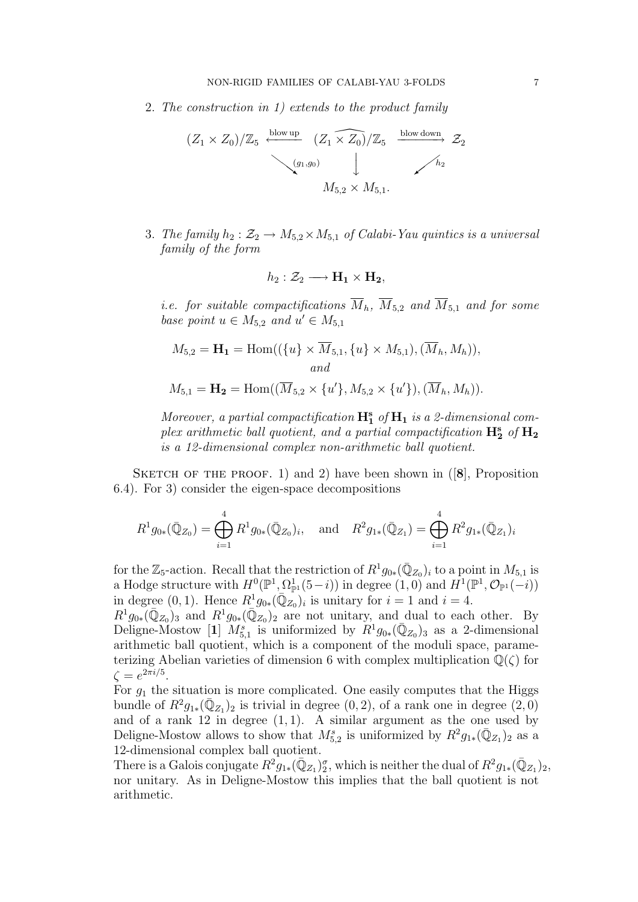2. *The construction in 1) extends to the product family*

$$
\begin{array}{ccccc}
(Z_1 \times Z_0)/\mathbb{Z}_5 & \xleftarrow{\text{blow up}} & (\widehat{Z_1 \times Z_0})/\mathbb{Z}_5 & \xrightarrow{\text{blow down}} & \mathcal{Z}_2 \\
& \searrow^{(g_1,g_0)} & \downarrow & \swarrow^{h_2} & \\
& & M_{5,2} \times M_{5,1}. & &
\end{array}
$$

3. *The family $h_2 : \mathcal{Z}_2 \to M_{5,2} \times M_{5,1}$ of Calabi-Yau quintics is a universal family of the form*

$$h_2 : \mathcal{Z}_2 \longrightarrow \mathbf{H_1} \times \mathbf{H_2},$$

*i.e. for suitable compactifications $\overline{M}_h$, $\overline{M}_{5,2}$ and $\overline{M}_{5,1}$ and for some base point $u \in M_{5,2}$ and $u' \in M_{5,1}$*

$$M_{5,2} = \mathbf{H_1} = \mathrm{Hom}((\{u\} \times \overline{M}_{5,1}, \{u\} \times M_{5,1}), (\overline{M}_h, M_h)),$$

*and*

$$M_{5,1} = \mathbf{H_2} = \mathrm{Hom}((\overline{M}_{5,2} \times \{u'\}, M_{5,2} \times \{u'\}), (\overline{M}_h, M_h)).$$

*Moreover, a partial compactification $\mathbf{H_1^s}$ of $\mathbf{H_1}$ is a 2-dimensional complex arithmetic ball quotient, and a partial compactification $\mathbf{H_2^s}$ of $\mathbf{H_2}$ is a 12-dimensional complex non-arithmetic ball quotient.*

Sketch of the proof. 1) and 2) have been shown in ([**8**], Proposition 6.4). For 3) consider the eigen-space decompositions

$$R^1 g_{0*}(\bar{\mathbb{Q}}_{Z_0}) = \bigoplus_{i=1}^{4} R^1 g_{0*}(\bar{\mathbb{Q}}_{Z_0})_i, \quad \text{and} \quad R^2 g_{1*}(\bar{\mathbb{Q}}_{Z_1}) = \bigoplus_{i=1}^{4} R^2 g_{1*}(\bar{\mathbb{Q}}_{Z_1})_i$$

for the $\mathbb{Z}_5$-action. Recall that the restriction of $R^1 g_{0*}(\bar{\mathbb{Q}}_{Z_0})_i$ to a point in $M_{5,1}$ is a Hodge structure with $H^0(\mathbb{P}^1, \Omega^1_{\mathbb{P}^1}(5-i))$ in degree $(1,0)$ and $H^1(\mathbb{P}^1, \mathcal{O}_{\mathbb{P}^1}(-i))$ in degree $(0,1)$. Hence $R^1 g_{0*}(\bar{\mathbb{Q}}_{Z_0})_i$ is unitary for $i = 1$ and $i = 4$.
$R^1 g_{0*}(\bar{\mathbb{Q}}_{Z_0})_3$ and $R^1 g_{0*}(\bar{\mathbb{Q}}_{Z_0})_2$ are not unitary, and dual to each other. By Deligne-Mostow [**1**] $M^s_{5,1}$ is uniformized by $R^1 g_{0*}(\bar{\mathbb{Q}}_{Z_0})_3$ as a 2-dimensional arithmetic ball quotient, which is a component of the moduli space, parameterizing Abelian varieties of dimension 6 with complex multiplication $\mathbb{Q}(\zeta)$ for $\zeta = e^{2\pi i/5}$.
For $g_1$ the situation is more complicated. One easily computes that the Higgs bundle of $R^2 g_{1*}(\bar{\mathbb{Q}}_{Z_1})_2$ is trivial in degree $(0,2)$, of a rank one in degree $(2,0)$ and of a rank 12 in degree $(1,1)$. A similar argument as the one used by Deligne-Mostow allows to show that $M^s_{5,2}$ is uniformized by $R^2 g_{1*}(\bar{\mathbb{Q}}_{Z_1})_2$ as a 12-dimensional complex ball quotient.
There is a Galois conjugate $R^2 g_{1*}(\bar{\mathbb{Q}}_{Z_1})_2^\sigma$, which is neither the dual of $R^2 g_{1*}(\bar{\mathbb{Q}}_{Z_1})_2$, nor unitary. As in Deligne-Mostow this implies that the ball quotient is not arithmetic.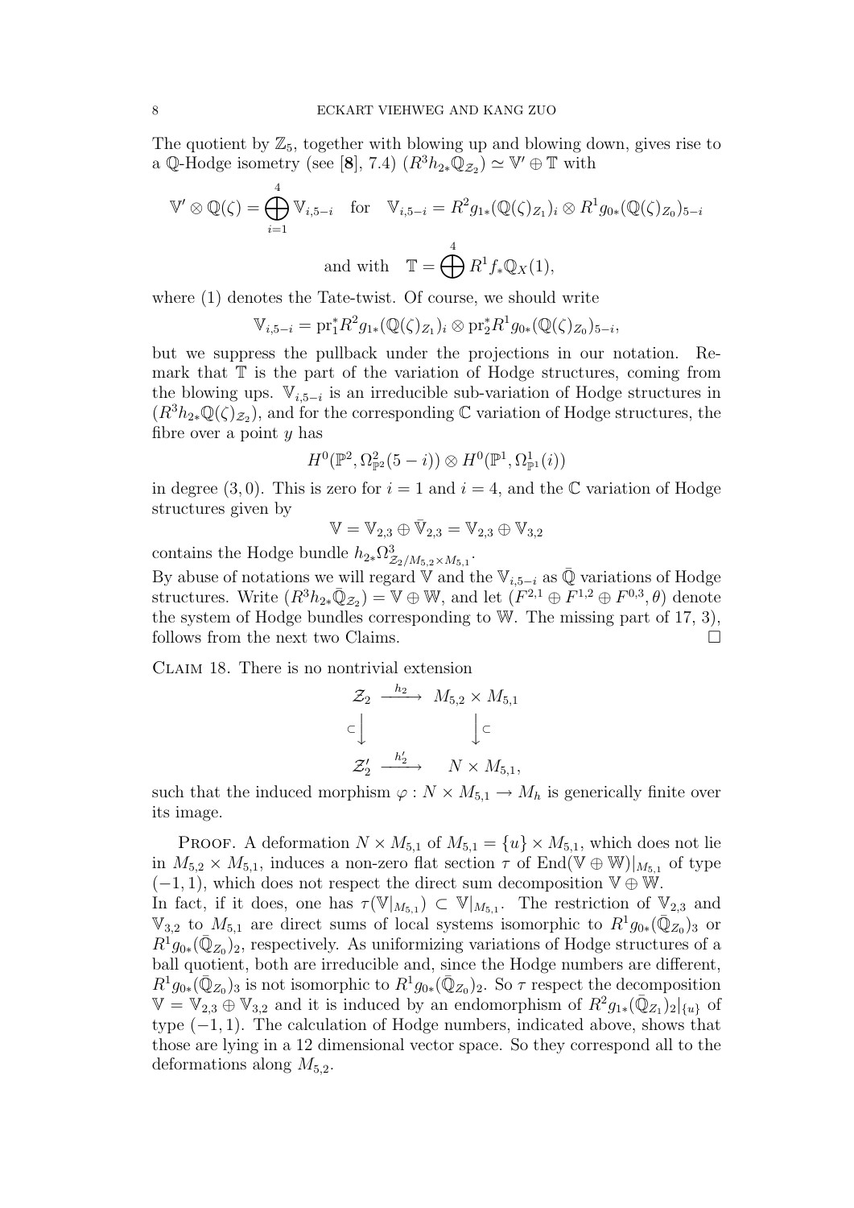The quotient by $\mathbb{Z}_5$, together with blowing up and blowing down, gives rise to a $\mathbb{Q}$-Hodge isometry (see [8], 7.4) $(R^3 h_{2*}\mathbb{Q}_{\mathcal{Z}_2}) \simeq \mathbb{V}' \oplus \mathbb{T}$ with

$$\mathbb{V}' \otimes \mathbb{Q}(\zeta) = \bigoplus_{i=1}^{4} \mathbb{V}_{i,5-i} \quad \text{for} \quad \mathbb{V}_{i,5-i} = R^2 g_{1*}(\mathbb{Q}(\zeta)_{Z_1})_i \otimes R^1 g_{0*}(\mathbb{Q}(\zeta)_{Z_0})_{5-i}$$

$$\text{and with} \quad \mathbb{T} = \bigoplus^{4} R^1 f_* \mathbb{Q}_X(1),$$

where (1) denotes the Tate-twist. Of course, we should write

$$\mathbb{V}_{i,5-i} = \mathrm{pr}_1^* R^2 g_{1*}(\mathbb{Q}(\zeta)_{Z_1})_i \otimes \mathrm{pr}_2^* R^1 g_{0*}(\mathbb{Q}(\zeta)_{Z_0})_{5-i},$$

but we suppress the pullback under the projections in our notation. Remark that $\mathbb{T}$ is the part of the variation of Hodge structures, coming from the blowing ups. $\mathbb{V}_{i,5-i}$ is an irreducible sub-variation of Hodge structures in $(R^3 h_{2*}\mathbb{Q}(\zeta)_{\mathcal{Z}_2})$, and for the corresponding $\mathbb{C}$ variation of Hodge structures, the fibre over a point $y$ has

$$H^0(\mathbb{P}^2, \Omega^2_{\mathbb{P}^2}(5-i)) \otimes H^0(\mathbb{P}^1, \Omega^1_{\mathbb{P}^1}(i))$$

in degree $(3,0)$. This is zero for $i=1$ and $i=4$, and the $\mathbb{C}$ variation of Hodge structures given by

$$\mathbb{V} = \mathbb{V}_{2,3} \oplus \bar{\mathbb{V}}_{2,3} = \mathbb{V}_{2,3} \oplus \mathbb{V}_{3,2}$$

contains the Hodge bundle $h_{2*}\Omega^3_{\mathcal{Z}_2/M_{5,2}\times M_{5,1}}$.

By abuse of notations we will regard $\mathbb{V}$ and the $\mathbb{V}_{i,5-i}$ as $\bar{\mathbb{Q}}$ variations of Hodge structures. Write $(R^3 h_{2*}\bar{\mathbb{Q}}_{\mathcal{Z}_2}) = \mathbb{V} \oplus \mathbb{W}$, and let $(F^{2,1} \oplus F^{1,2} \oplus F^{0,3}, \theta)$ denote the system of Hodge bundles corresponding to $\mathbb{W}$. The missing part of 17, 3), follows from the next two Claims. $\square$

Claim 18. There is no nontrivial extension

$$\begin{array}{ccc} \mathcal{Z}_2 & \xrightarrow{h_2} & M_{5,2} \times M_{5,1} \\ \subset\big\downarrow & & \big\downarrow\subset \\ \mathcal{Z}'_2 & \xrightarrow{h'_2} & N \times M_{5,1}, \end{array}$$

such that the induced morphism $\varphi : N \times M_{5,1} \to M_h$ is generically finite over its image.

Proof. A deformation $N \times M_{5,1}$ of $M_{5,1} = \{u\} \times M_{5,1}$, which does not lie in $M_{5,2} \times M_{5,1}$, induces a non-zero flat section $\tau$ of $\mathrm{End}(\mathbb{V} \oplus \mathbb{W})|_{M_{5,1}}$ of type $(-1,1)$, which does not respect the direct sum decomposition $\mathbb{V} \oplus \mathbb{W}$.

In fact, if it does, one has $\tau(\mathbb{V}|_{M_{5,1}}) \subset \mathbb{V}|_{M_{5,1}}$. The restriction of $\mathbb{V}_{2,3}$ and $\mathbb{V}_{3,2}$ to $M_{5,1}$ are direct sums of local systems isomorphic to $R^1 g_{0*}(\bar{\mathbb{Q}}_{Z_0})_3$ or $R^1 g_{0*}(\bar{\mathbb{Q}}_{Z_0})_2$, respectively. As uniformizing variations of Hodge structures of a ball quotient, both are irreducible and, since the Hodge numbers are different, $R^1 g_{0*}(\bar{\mathbb{Q}}_{Z_0})_3$ is not isomorphic to $R^1 g_{0*}(\bar{\mathbb{Q}}_{Z_0})_2$. So $\tau$ respect the decomposition $\mathbb{V} = \mathbb{V}_{2,3} \oplus \mathbb{V}_{3,2}$ and it is induced by an endomorphism of $R^2 g_{1*}(\bar{\mathbb{Q}}_{Z_1})_2|_{\{u\}}$ of type $(-1,1)$. The calculation of Hodge numbers, indicated above, shows that those are lying in a 12 dimensional vector space. So they correspond all to the deformations along $M_{5,2}$.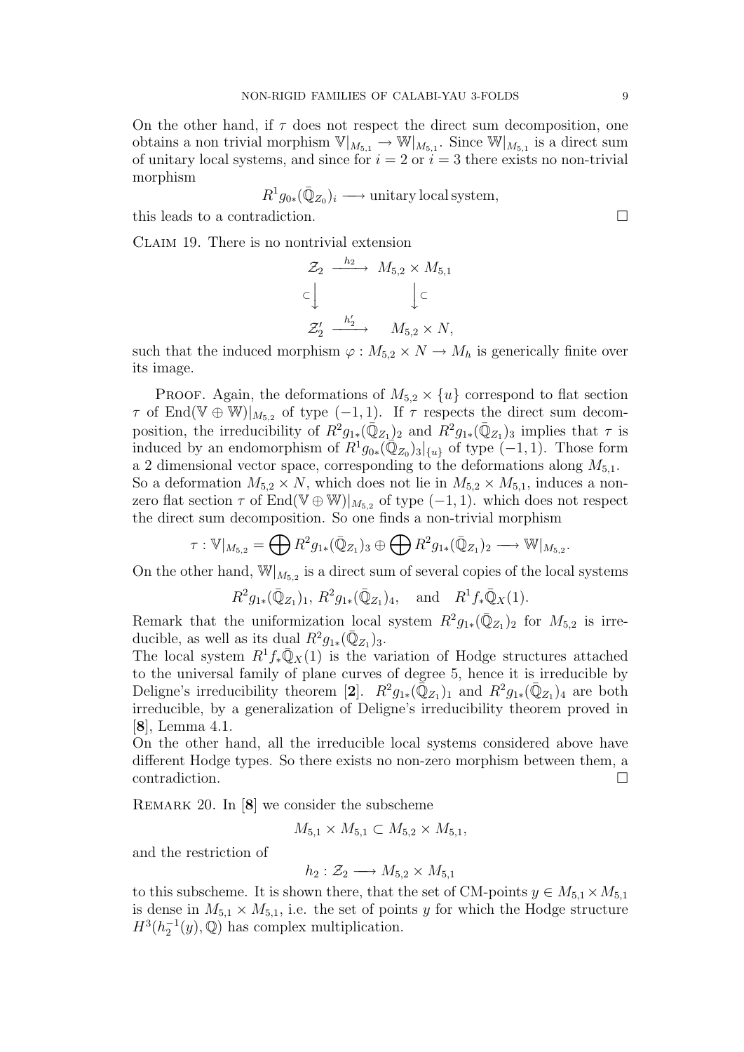On the other hand, if $\tau$ does not respect the direct sum decomposition, one obtains a non trivial morphism $\mathbb{V}|_{M_{5,1}} \to \mathbb{W}|_{M_{5,1}}$. Since $\mathbb{W}|_{M_{5,1}}$ is a direct sum of unitary local systems, and since for $i = 2$ or $i = 3$ there exists no non-trivial morphism

$$R^1 g_{0*}(\bar{\mathbb{Q}}_{Z_0})_i \longrightarrow \text{unitary local system},$$

this leads to a contradiction. □

Claim 19. There is no nontrivial extension

$$\begin{array}{ccc} \mathcal{Z}_2 & \xrightarrow{h_2} & M_{5,2} \times M_{5,1} \\ \subset\downarrow & & \downarrow\subset \\ \mathcal{Z}_2' & \xrightarrow{h_2'} & M_{5,2} \times N, \end{array}$$

such that the induced morphism $\varphi : M_{5,2} \times N \to M_h$ is generically finite over its image.

Proof. Again, the deformations of $M_{5,2} \times \{u\}$ correspond to flat section $\tau$ of $\mathrm{End}(\mathbb{V} \oplus \mathbb{W})|_{M_{5,2}}$ of type $(-1, 1)$. If $\tau$ respects the direct sum decomposition, the irreducibility of $R^2 g_{1*}(\bar{\mathbb{Q}}_{Z_1})_2$ and $R^2 g_{1*}(\bar{\mathbb{Q}}_{Z_1})_3$ implies that $\tau$ is induced by an endomorphism of $R^1 g_{0*}(\bar{\mathbb{Q}}_{Z_0})_3|_{\{u\}}$ of type $(-1, 1)$. Those form a 2 dimensional vector space, corresponding to the deformations along $M_{5,1}$. So a deformation $M_{5,2} \times N$, which does not lie in $M_{5,2} \times M_{5,1}$, induces a non-zero flat section $\tau$ of $\mathrm{End}(\mathbb{V} \oplus \mathbb{W})|_{M_{5,2}}$ of type $(-1, 1)$. which does not respect the direct sum decomposition. So one finds a non-trivial morphism

$$\tau : \mathbb{V}|_{M_{5,2}} = \bigoplus R^2 g_{1*}(\bar{\mathbb{Q}}_{Z_1})_3 \oplus \bigoplus R^2 g_{1*}(\bar{\mathbb{Q}}_{Z_1})_2 \longrightarrow \mathbb{W}|_{M_{5,2}}.$$

On the other hand, $\mathbb{W}|_{M_{5,2}}$ is a direct sum of several copies of the local systems

$$R^2 g_{1*}(\bar{\mathbb{Q}}_{Z_1})_1,\ R^2 g_{1*}(\bar{\mathbb{Q}}_{Z_1})_4, \quad \text{and} \quad R^1 f_* \bar{\mathbb{Q}}_X(1).$$

Remark that the uniformization local system $R^2 g_{1*}(\bar{\mathbb{Q}}_{Z_1})_2$ for $M_{5,2}$ is irreducible, as well as its dual $R^2 g_{1*}(\bar{\mathbb{Q}}_{Z_1})_3$.
The local system $R^1 f_* \bar{\mathbb{Q}}_X(1)$ is the variation of Hodge structures attached to the universal family of plane curves of degree 5, hence it is irreducible by Deligne's irreducibility theorem [**2**]. $R^2 g_{1*}(\bar{\mathbb{Q}}_{Z_1})_1$ and $R^2 g_{1*}(\bar{\mathbb{Q}}_{Z_1})_4$ are both irreducible, by a generalization of Deligne's irreducibility theorem proved in [**8**], Lemma 4.1.
On the other hand, all the irreducible local systems considered above have different Hodge types. So there exists no non-zero morphism between them, a contradiction. □

Remark 20. In [**8**] we consider the subscheme

$$M_{5,1} \times M_{5,1} \subset M_{5,2} \times M_{5,1},$$

and the restriction of

$$h_2 : \mathcal{Z}_2 \longrightarrow M_{5,2} \times M_{5,1}$$

to this subscheme. It is shown there, that the set of CM-points $y \in M_{5,1} \times M_{5,1}$ is dense in $M_{5,1} \times M_{5,1}$, i.e. the set of points $y$ for which the Hodge structure $H^3(h_2^{-1}(y), \mathbb{Q})$ has complex multiplication.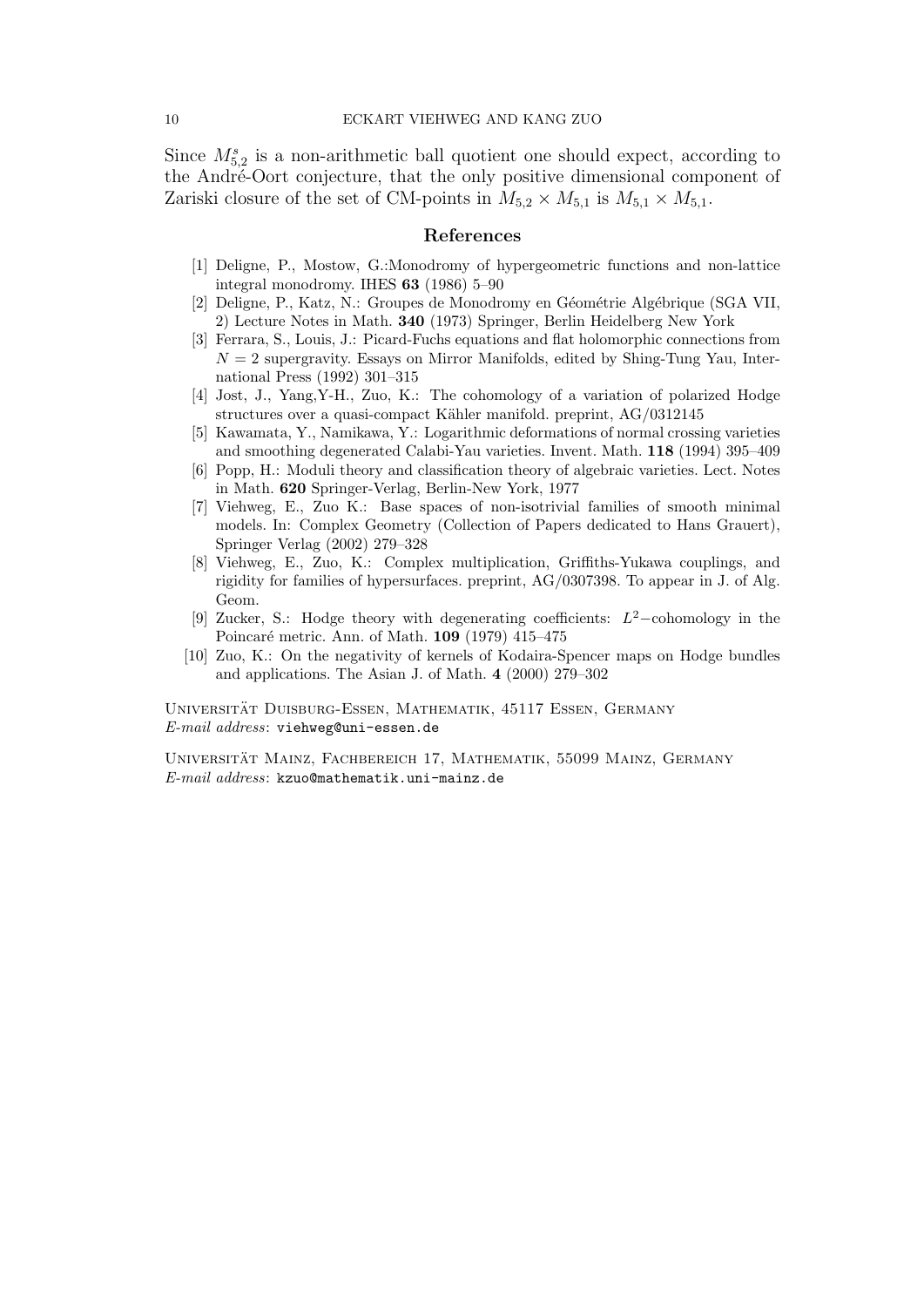Since $M^s_{5,2}$ is a non-arithmetic ball quotient one should expect, according to the André-Oort conjecture, that the only positive dimensional component of Zariski closure of the set of CM-points in $M_{5,2} \times M_{5,1}$ is $M_{5,1} \times M_{5,1}$.

## References

[1] Deligne, P., Mostow, G.:Monodromy of hypergeometric functions and non-lattice integral monodromy. IHES **63** (1986) 5–90

[2] Deligne, P., Katz, N.: Groupes de Monodromy en Géométrie Algébrique (SGA VII, 2) Lecture Notes in Math. **340** (1973) Springer, Berlin Heidelberg New York

[3] Ferrara, S., Louis, J.: Picard-Fuchs equations and flat holomorphic connections from $N = 2$ supergravity. Essays on Mirror Manifolds, edited by Shing-Tung Yau, International Press (1992) 301–315

[4] Jost, J., Yang,Y-H., Zuo, K.: The cohomology of a variation of polarized Hodge structures over a quasi-compact Kähler manifold. preprint, AG/0312145

[5] Kawamata, Y., Namikawa, Y.: Logarithmic deformations of normal crossing varieties and smoothing degenerated Calabi-Yau varieties. Invent. Math. **118** (1994) 395–409

[6] Popp, H.: Moduli theory and classification theory of algebraic varieties. Lect. Notes in Math. **620** Springer-Verlag, Berlin-New York, 1977

[7] Viehweg, E., Zuo K.: Base spaces of non-isotrivial families of smooth minimal models. In: Complex Geometry (Collection of Papers dedicated to Hans Grauert), Springer Verlag (2002) 279–328

[8] Viehweg, E., Zuo, K.: Complex multiplication, Griffiths-Yukawa couplings, and rigidity for families of hypersurfaces. preprint, AG/0307398. To appear in J. of Alg. Geom.

[9] Zucker, S.: Hodge theory with degenerating coefficients: $L^2-$cohomology in the Poincaré metric. Ann. of Math. **109** (1979) 415–475

[10] Zuo, K.: On the negativity of kernels of Kodaira-Spencer maps on Hodge bundles and applications. The Asian J. of Math. **4** (2000) 279–302

Universität Duisburg-Essen, Mathematik, 45117 Essen, Germany
*E-mail address*: viehweg@uni-essen.de

Universität Mainz, Fachbereich 17, Mathematik, 55099 Mainz, Germany
*E-mail address*: kzuo@mathematik.uni-mainz.de